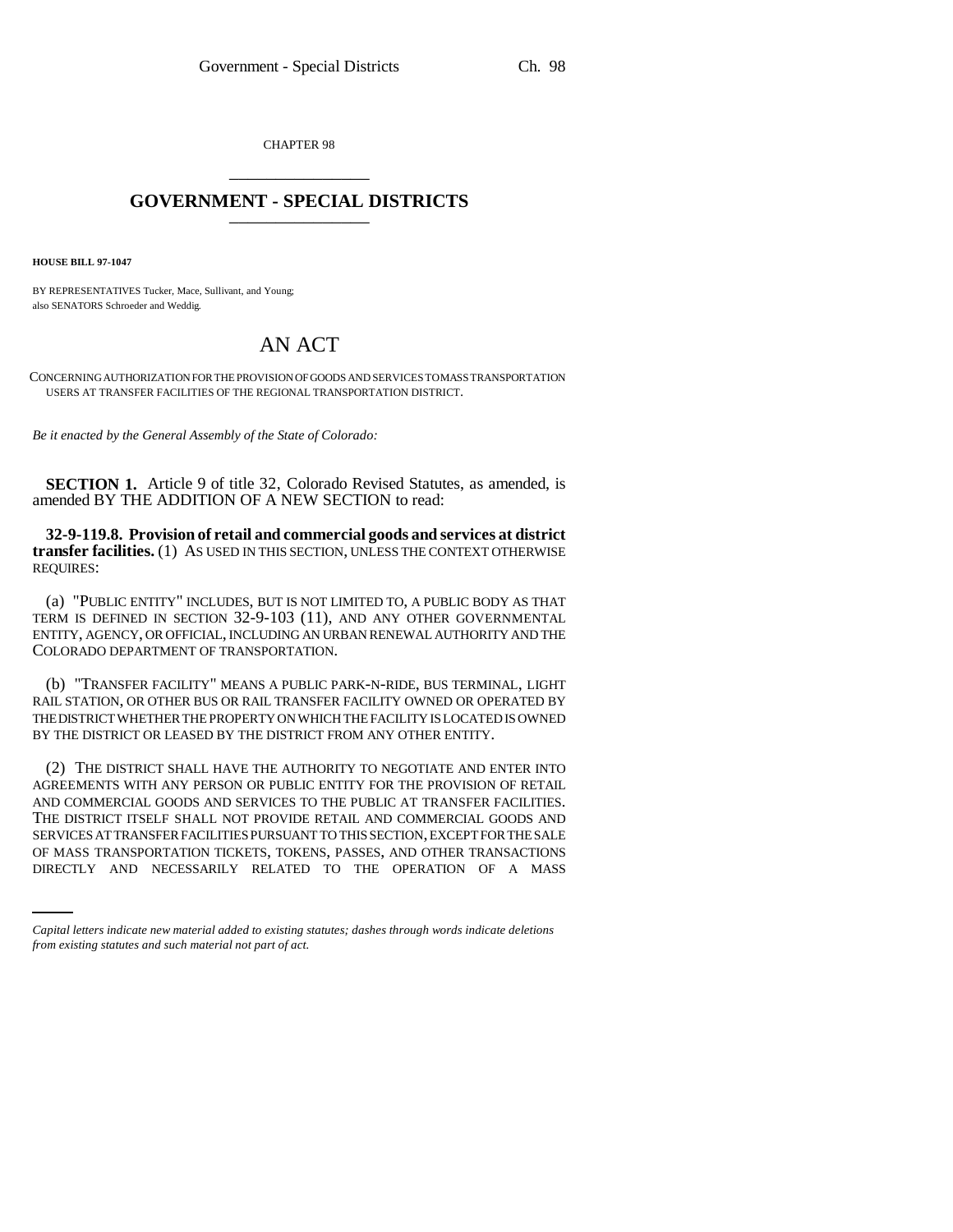CHAPTER 98

# GOVERNMENT - SPECIAL DISTRICTS

**HOUSE BILL 97-1047**

BY REPRESENTATIVES Tucker, Mace, Sullivant, and Young;
also SENATORS Schroeder and Weddig.

# AN ACT

CONCERNING AUTHORIZATION FOR THE PROVISION OF GOODS AND SERVICES TO MASS TRANSPORTATION USERS AT TRANSFER FACILITIES OF THE REGIONAL TRANSPORTATION DISTRICT.

*Be it enacted by the General Assembly of the State of Colorado:*

**SECTION 1.** Article 9 of title 32, Colorado Revised Statutes, as amended, is amended BY THE ADDITION OF A NEW SECTION to read:

**32-9-119.8. Provision of retail and commercial goods and services at district transfer facilities.** (1) AS USED IN THIS SECTION, UNLESS THE CONTEXT OTHERWISE REQUIRES:

(a) "PUBLIC ENTITY" INCLUDES, BUT IS NOT LIMITED TO, A PUBLIC BODY AS THAT TERM IS DEFINED IN SECTION 32-9-103 (11), AND ANY OTHER GOVERNMENTAL ENTITY, AGENCY, OR OFFICIAL, INCLUDING AN URBAN RENEWAL AUTHORITY AND THE COLORADO DEPARTMENT OF TRANSPORTATION.

(b) "TRANSFER FACILITY" MEANS A PUBLIC PARK-N-RIDE, BUS TERMINAL, LIGHT RAIL STATION, OR OTHER BUS OR RAIL TRANSFER FACILITY OWNED OR OPERATED BY THE DISTRICT WHETHER THE PROPERTY ON WHICH THE FACILITY IS LOCATED IS OWNED BY THE DISTRICT OR LEASED BY THE DISTRICT FROM ANY OTHER ENTITY.

(2) THE DISTRICT SHALL HAVE THE AUTHORITY TO NEGOTIATE AND ENTER INTO AGREEMENTS WITH ANY PERSON OR PUBLIC ENTITY FOR THE PROVISION OF RETAIL AND COMMERCIAL GOODS AND SERVICES TO THE PUBLIC AT TRANSFER FACILITIES. THE DISTRICT ITSELF SHALL NOT PROVIDE RETAIL AND COMMERCIAL GOODS AND SERVICES AT TRANSFER FACILITIES PURSUANT TO THIS SECTION, EXCEPT FOR THE SALE OF MASS TRANSPORTATION TICKETS, TOKENS, PASSES, AND OTHER TRANSACTIONS DIRECTLY AND NECESSARILY RELATED TO THE OPERATION OF A MASS

*Capital letters indicate new material added to existing statutes; dashes through words indicate deletions from existing statutes and such material not part of act.*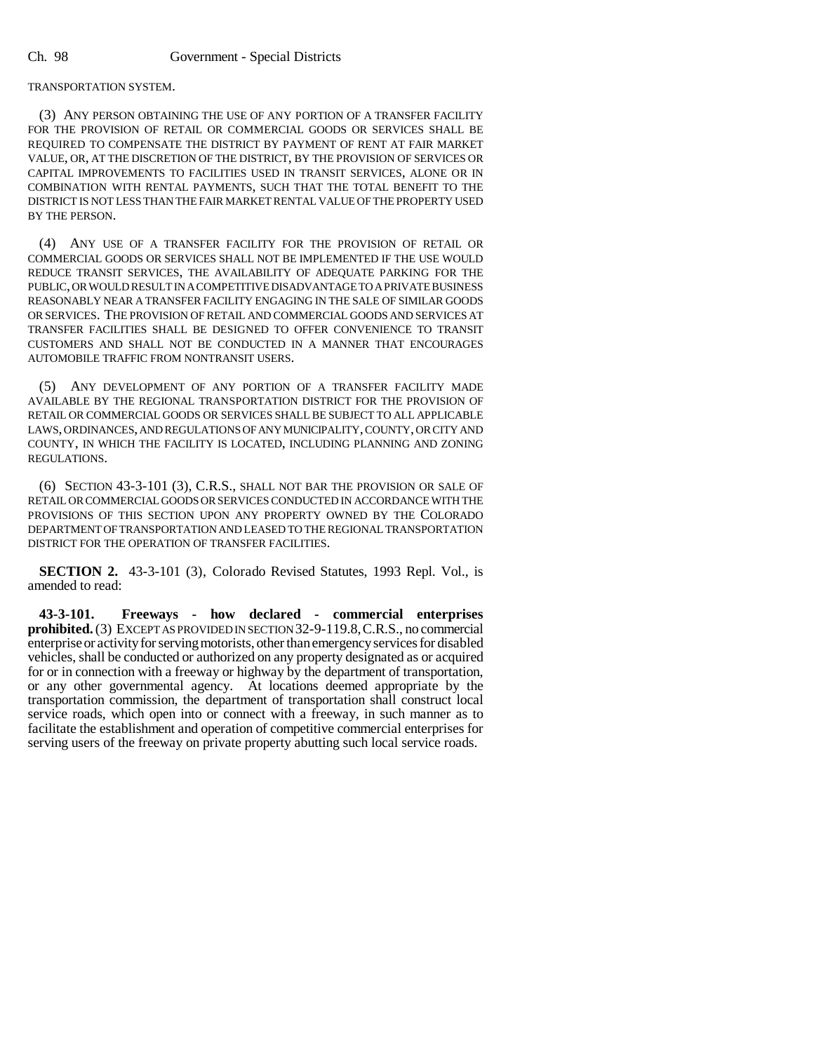TRANSPORTATION SYSTEM.

(3) ANY PERSON OBTAINING THE USE OF ANY PORTION OF A TRANSFER FACILITY FOR THE PROVISION OF RETAIL OR COMMERCIAL GOODS OR SERVICES SHALL BE REQUIRED TO COMPENSATE THE DISTRICT BY PAYMENT OF RENT AT FAIR MARKET VALUE, OR, AT THE DISCRETION OF THE DISTRICT, BY THE PROVISION OF SERVICES OR CAPITAL IMPROVEMENTS TO FACILITIES USED IN TRANSIT SERVICES, ALONE OR IN COMBINATION WITH RENTAL PAYMENTS, SUCH THAT THE TOTAL BENEFIT TO THE DISTRICT IS NOT LESS THAN THE FAIR MARKET RENTAL VALUE OF THE PROPERTY USED BY THE PERSON.

(4) ANY USE OF A TRANSFER FACILITY FOR THE PROVISION OF RETAIL OR COMMERCIAL GOODS OR SERVICES SHALL NOT BE IMPLEMENTED IF THE USE WOULD REDUCE TRANSIT SERVICES, THE AVAILABILITY OF ADEQUATE PARKING FOR THE PUBLIC, OR WOULD RESULT IN A COMPETITIVE DISADVANTAGE TO A PRIVATE BUSINESS REASONABLY NEAR A TRANSFER FACILITY ENGAGING IN THE SALE OF SIMILAR GOODS OR SERVICES. THE PROVISION OF RETAIL AND COMMERCIAL GOODS AND SERVICES AT TRANSFER FACILITIES SHALL BE DESIGNED TO OFFER CONVENIENCE TO TRANSIT CUSTOMERS AND SHALL NOT BE CONDUCTED IN A MANNER THAT ENCOURAGES AUTOMOBILE TRAFFIC FROM NONTRANSIT USERS.

(5) ANY DEVELOPMENT OF ANY PORTION OF A TRANSFER FACILITY MADE AVAILABLE BY THE REGIONAL TRANSPORTATION DISTRICT FOR THE PROVISION OF RETAIL OR COMMERCIAL GOODS OR SERVICES SHALL BE SUBJECT TO ALL APPLICABLE LAWS, ORDINANCES, AND REGULATIONS OF ANY MUNICIPALITY, COUNTY, OR CITY AND COUNTY, IN WHICH THE FACILITY IS LOCATED, INCLUDING PLANNING AND ZONING REGULATIONS.

(6) SECTION 43-3-101 (3), C.R.S., SHALL NOT BAR THE PROVISION OR SALE OF RETAIL OR COMMERCIAL GOODS OR SERVICES CONDUCTED IN ACCORDANCE WITH THE PROVISIONS OF THIS SECTION UPON ANY PROPERTY OWNED BY THE COLORADO DEPARTMENT OF TRANSPORTATION AND LEASED TO THE REGIONAL TRANSPORTATION DISTRICT FOR THE OPERATION OF TRANSFER FACILITIES.

**SECTION 2.** 43-3-101 (3), Colorado Revised Statutes, 1993 Repl. Vol., is amended to read:

**43-3-101. Freeways - how declared - commercial enterprises prohibited.** (3) EXCEPT AS PROVIDED IN SECTION 32-9-119.8, C.R.S., no commercial enterprise or activity for serving motorists, other than emergency services for disabled vehicles, shall be conducted or authorized on any property designated as or acquired for or in connection with a freeway or highway by the department of transportation, or any other governmental agency. At locations deemed appropriate by the transportation commission, the department of transportation shall construct local service roads, which open into or connect with a freeway, in such manner as to facilitate the establishment and operation of competitive commercial enterprises for serving users of the freeway on private property abutting such local service roads.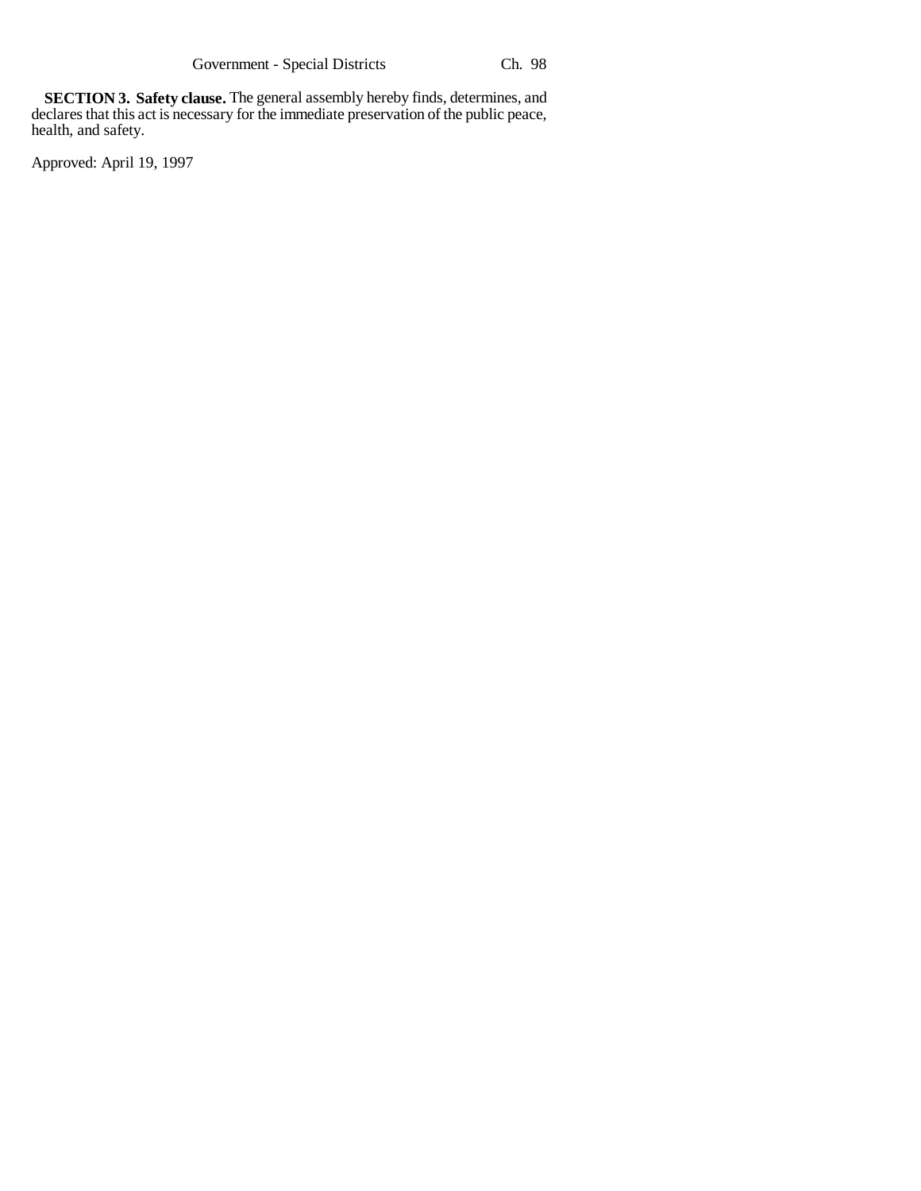**SECTION 3. Safety clause.** The general assembly hereby finds, determines, and declares that this act is necessary for the immediate preservation of the public peace, health, and safety.

Approved: April 19, 1997